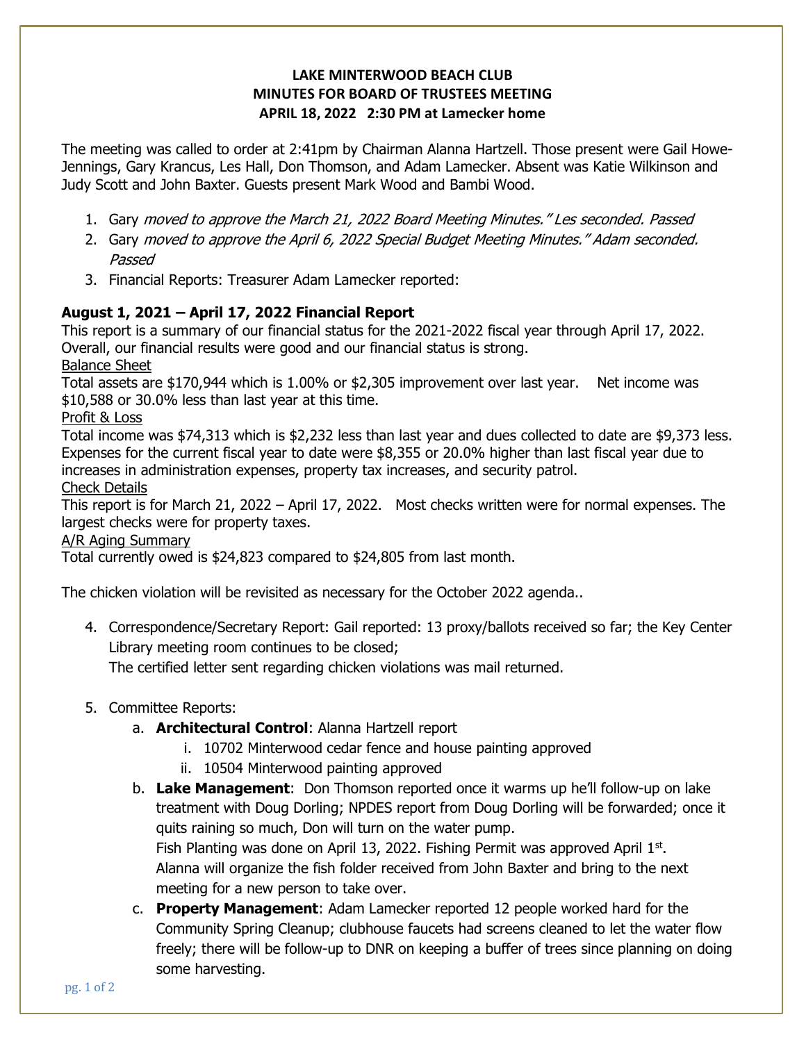**LAKE MINTERWOOD BEACH CLUB**
**MINUTES FOR BOARD OF TRUSTEES MEETING**
**APRIL 18, 2022 2:30 PM at Lamecker home**

The meeting was called to order at 2:41pm by Chairman Alanna Hartzell. Those present were Gail Howe-Jennings, Gary Krancus, Les Hall, Don Thomson, and Adam Lamecker. Absent was Katie Wilkinson and Judy Scott and John Baxter. Guests present Mark Wood and Bambi Wood.

1. Gary *moved to approve the March 21, 2022 Board Meeting Minutes." Les seconded. Passed*
2. Gary *moved to approve the April 6, 2022 Special Budget Meeting Minutes." Adam seconded. Passed*
3. Financial Reports: Treasurer Adam Lamecker reported:

**August 1, 2021 – April 17, 2022 Financial Report**

This report is a summary of our financial status for the 2021-2022 fiscal year through April 17, 2022. Overall, our financial results were good and our financial status is strong.

<u>Balance Sheet</u>

Total assets are $170,944 which is 1.00% or $2,305 improvement over last year. Net income was $10,588 or 30.0% less than last year at this time.

<u>Profit & Loss</u>

Total income was $74,313 which is $2,232 less than last year and dues collected to date are $9,373 less. Expenses for the current fiscal year to date were $8,355 or 20.0% higher than last fiscal year due to increases in administration expenses, property tax increases, and security patrol.

<u>Check Details</u>

This report is for March 21, 2022 – April 17, 2022. Most checks written were for normal expenses. The largest checks were for property taxes.

<u>A/R Aging Summary</u>

Total currently owed is $24,823 compared to $24,805 from last month.

The chicken violation will be revisited as necessary for the October 2022 agenda..

4. Correspondence/Secretary Report: Gail reported: 13 proxy/ballots received so far; the Key Center Library meeting room continues to be closed;
   The certified letter sent regarding chicken violations was mail returned.

5. Committee Reports:
   a. **Architectural Control**: Alanna Hartzell report
      i. 10702 Minterwood cedar fence and house painting approved
      ii. 10504 Minterwood painting approved
   b. **Lake Management**: Don Thomson reported once it warms up he'll follow-up on lake treatment with Doug Dorling; NPDES report from Doug Dorling will be forwarded; once it quits raining so much, Don will turn on the water pump.
      Fish Planting was done on April 13, 2022. Fishing Permit was approved April 1st.
      Alanna will organize the fish folder received from John Baxter and bring to the next meeting for a new person to take over.
   c. **Property Management**: Adam Lamecker reported 12 people worked hard for the Community Spring Cleanup; clubhouse faucets had screens cleaned to let the water flow freely; there will be follow-up to DNR on keeping a buffer of trees since planning on doing some harvesting.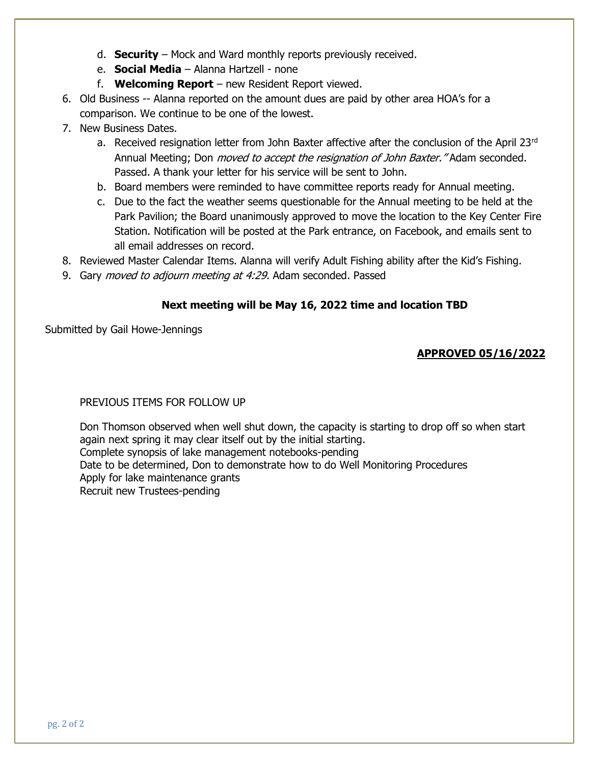d. **Security** – Mock and Ward monthly reports previously received.
e. **Social Media** – Alanna Hartzell - none
f. **Welcoming Report** – new Resident Report viewed.

6. Old Business -- Alanna reported on the amount dues are paid by other area HOA's for a comparison. We continue to be one of the lowest.
7. New Business Dates.
   a. Received resignation letter from John Baxter affective after the conclusion of the April 23rd Annual Meeting; Don *moved to accept the resignation of John Baxter."* Adam seconded. Passed. A thank your letter for his service will be sent to John.
   b. Board members were reminded to have committee reports ready for Annual meeting.
   c. Due to the fact the weather seems questionable for the Annual meeting to be held at the Park Pavilion; the Board unanimously approved to move the location to the Key Center Fire Station. Notification will be posted at the Park entrance, on Facebook, and emails sent to all email addresses on record.
8. Reviewed Master Calendar Items. Alanna will verify Adult Fishing ability after the Kid's Fishing.
9. Gary *moved to adjourn meeting at 4:29.* Adam seconded. Passed

**Next meeting will be May 16, 2022 time and location TBD**

Submitted by Gail Howe-Jennings

**APPROVED 05/16/2022**

PREVIOUS ITEMS FOR FOLLOW UP

Don Thomson observed when well shut down, the capacity is starting to drop off so when start again next spring it may clear itself out by the initial starting.
Complete synopsis of lake management notebooks-pending
Date to be determined, Don to demonstrate how to do Well Monitoring Procedures
Apply for lake maintenance grants
Recruit new Trustees-pending